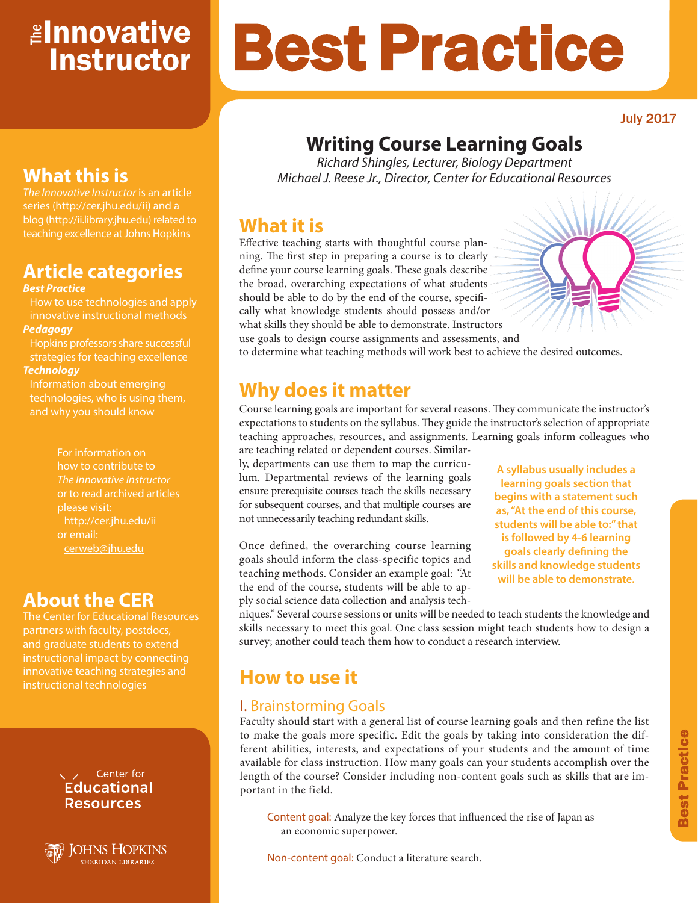# The Innovative Instructor

# Best Practice

July 2017

## Writing Course Learning Goals

*Richard Shingles, Lecturer, Biology Department*
*Michael J. Reese Jr., Director, Center for Educational Resources*

## What it is

Effective teaching starts with thoughtful course planning. The first step in preparing a course is to clearly define your course learning goals. These goals describe the broad, overarching expectations of what students should be able to do by the end of the course, specifically what knowledge students should possess and/or what skills they should be able to demonstrate. Instructors use goals to design course assignments and assessments, and to determine what teaching methods will work best to achieve the desired outcomes.

## Why does it matter

Course learning goals are important for several reasons. They communicate the instructor's expectations to students on the syllabus. They guide the instructor's selection of appropriate teaching approaches, resources, and assignments. Learning goals inform colleagues who are teaching related or dependent courses. Similarly, departments can use them to map the curriculum. Departmental reviews of the learning goals ensure prerequisite courses teach the skills necessary for subsequent courses, and that multiple courses are not unnecessarily teaching redundant skills.

Once defined, the overarching course learning goals should inform the class-specific topics and teaching methods. Consider an example goal: "At the end of the course, students will be able to apply social science data collection and analysis techniques." Several course sessions or units will be needed to teach students the knowledge and skills necessary to meet this goal. One class session might teach students how to design a survey; another could teach them how to conduct a research interview.

**A syllabus usually includes a learning goals section that begins with a statement such as, "At the end of this course, students will be able to:" that is followed by 4-6 learning goals clearly defining the skills and knowledge students will be able to demonstrate.**

## How to use it

### I. Brainstorming Goals

Faculty should start with a general list of course learning goals and then refine the list to make the goals more specific. Edit the goals by taking into consideration the different abilities, interests, and expectations of your students and the amount of time available for class instruction. How many goals can your students accomplish over the length of the course? Consider including non-content goals such as skills that are important in the field.

Content goal: Analyze the key forces that influenced the rise of Japan as an economic superpower.

Non-content goal: Conduct a literature search.

---

## What this is

*The Innovative Instructor* is an article series (http://cer.jhu.edu/ii) and a blog (http://ii.library.jhu.edu) related to teaching excellence at Johns Hopkins

## Article categories

***Best Practice***
How to use technologies and apply innovative instructional methods

***Pedagogy***
Hopkins professors share successful strategies for teaching excellence

***Technology***
Information about emerging technologies, who is using them, and why you should know

For information on how to contribute to *The Innovative Instructor* or to read archived articles please visit: http://cer.jhu.edu/ii or email: cerweb@jhu.edu

## About the CER

The Center for Educational Resources partners with faculty, postdocs, and graduate students to extend instructional impact by connecting innovative teaching strategies and instructional technologies

Center for Educational Resources

Johns Hopkins Sheridan Libraries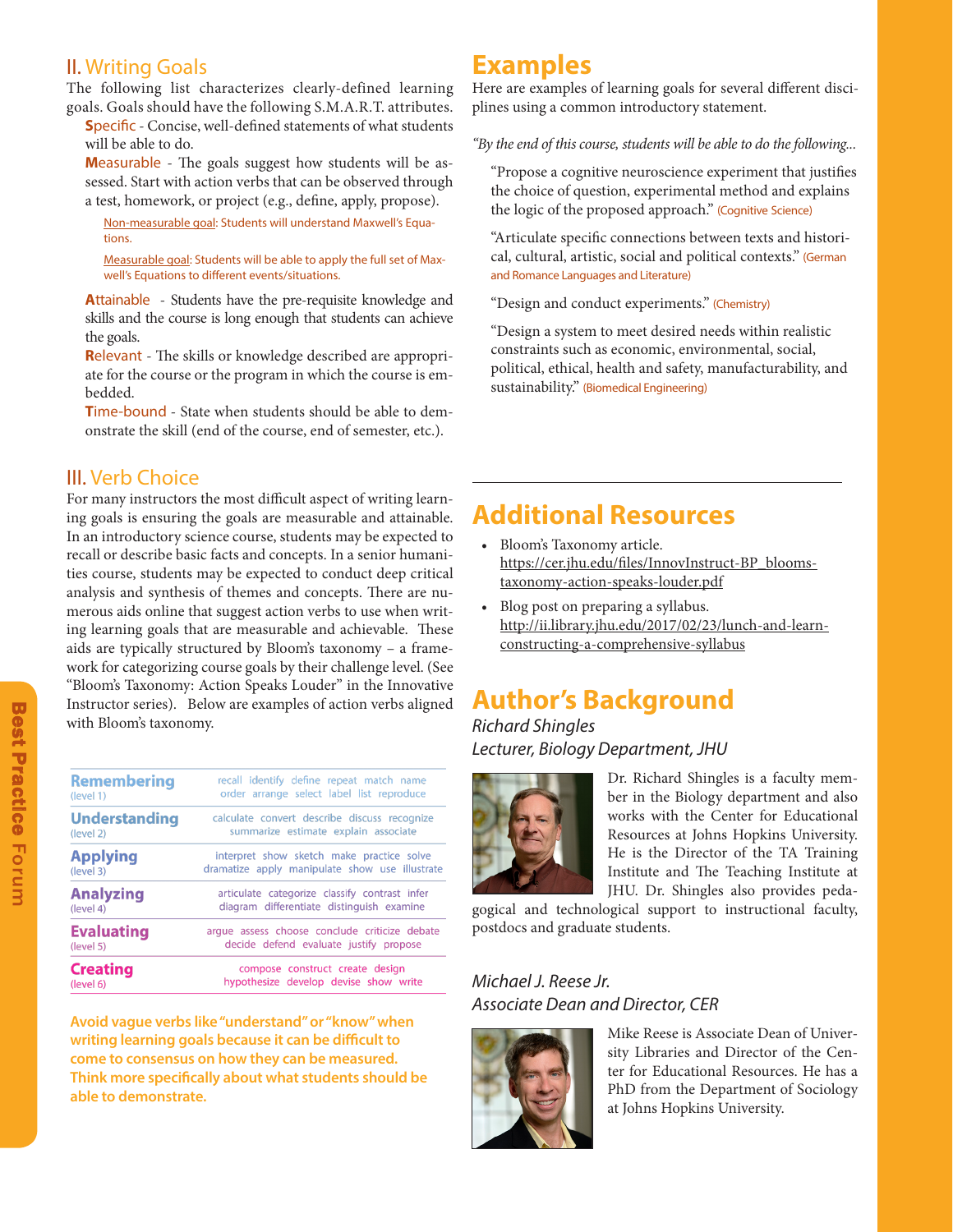## II. Writing Goals

The following list characterizes clearly-defined learning goals. Goals should have the following S.M.A.R.T. attributes.

**S**pecific - Concise, well-defined statements of what students will be able to do.

**M**easurable - The goals suggest how students will be assessed. Start with action verbs that can be observed through a test, homework, or project (e.g., define, apply, propose).

Non-measurable goal: Students will understand Maxwell's Equations.

Measurable goal: Students will be able to apply the full set of Maxwell's Equations to different events/situations.

**A**ttainable - Students have the pre-requisite knowledge and skills and the course is long enough that students can achieve the goals.

**R**elevant - The skills or knowledge described are appropriate for the course or the program in which the course is embedded.

**T**ime-bound - State when students should be able to demonstrate the skill (end of the course, end of semester, etc.).

## III. Verb Choice

For many instructors the most difficult aspect of writing learning goals is ensuring the goals are measurable and attainable. In an introductory science course, students may be expected to recall or describe basic facts and concepts. In a senior humanities course, students may be expected to conduct deep critical analysis and synthesis of themes and concepts. There are numerous aids online that suggest action verbs to use when writing learning goals that are measurable and achievable. These aids are typically structured by Bloom's taxonomy – a framework for categorizing course goals by their challenge level. (See "Bloom's Taxonomy: Action Speaks Louder" in the Innovative Instructor series). Below are examples of action verbs aligned with Bloom's taxonomy.

| | |
|---|---|
| **Remembering** (level 1) | recall identify define repeat match name order arrange select label list reproduce |
| **Understanding** (level 2) | calculate convert describe discuss recognize summarize estimate explain associate |
| **Applying** (level 3) | interpret show sketch make practice solve dramatize apply manipulate show use illustrate |
| **Analyzing** (level 4) | articulate categorize classify contrast infer diagram differentiate distinguish examine |
| **Evaluating** (level 5) | argue assess choose conclude criticize debate decide defend evaluate justify propose |
| **Creating** (level 6) | compose construct create design hypothesize develop devise show write |

**Avoid vague verbs like "understand" or "know" when writing learning goals because it can be difficult to come to consensus on how they can be measured. Think more specifically about what students should be able to demonstrate.**

# Examples

Here are examples of learning goals for several different disciplines using a common introductory statement.

*"By the end of this course, students will be able to do the following...*

"Propose a cognitive neuroscience experiment that justifies the choice of question, experimental method and explains the logic of the proposed approach." (Cognitive Science)

"Articulate specific connections between texts and historical, cultural, artistic, social and political contexts." (German and Romance Languages and Literature)

"Design and conduct experiments." (Chemistry)

"Design a system to meet desired needs within realistic constraints such as economic, environmental, social, political, ethical, health and safety, manufacturability, and sustainability." (Biomedical Engineering)

# Additional Resources

- Bloom's Taxonomy article. https://cer.jhu.edu/files/InnovInstruct-BP_blooms-taxonomy-action-speaks-louder.pdf
- Blog post on preparing a syllabus. http://ii.library.jhu.edu/2017/02/23/lunch-and-learn-constructing-a-comprehensive-syllabus

# Author's Background

*Richard Shingles*
*Lecturer, Biology Department, JHU*

Dr. Richard Shingles is a faculty member in the Biology department and also works with the Center for Educational Resources at Johns Hopkins University. He is the Director of the TA Training Institute and The Teaching Institute at JHU. Dr. Shingles also provides pedagogical and technological support to instructional faculty, postdocs and graduate students.

*Michael J. Reese Jr.*
*Associate Dean and Director, CER*

Mike Reese is Associate Dean of University Libraries and Director of the Center for Educational Resources. He has a PhD from the Department of Sociology at Johns Hopkins University.